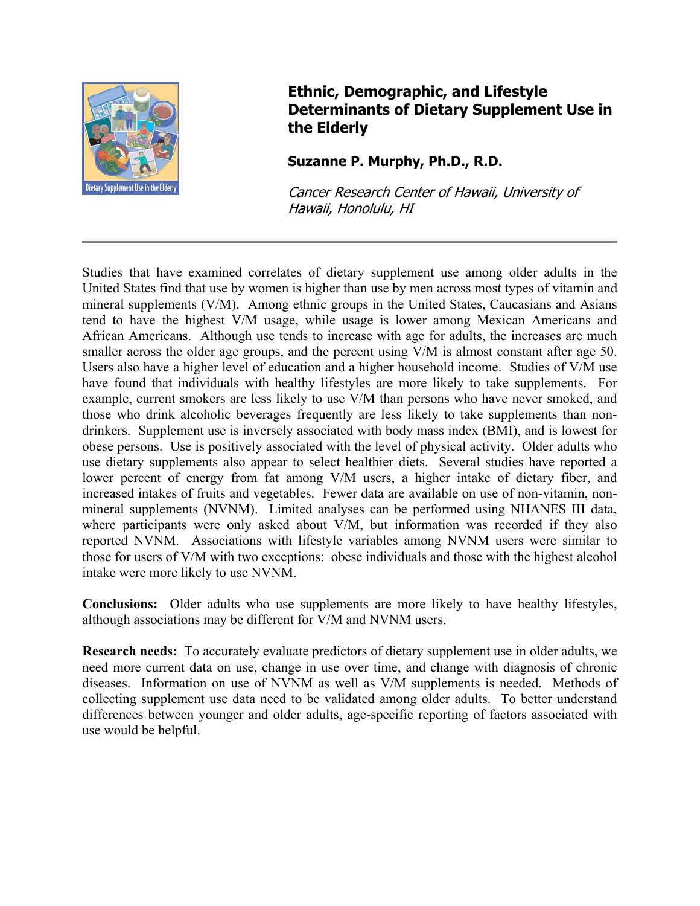# Ethnic, Demographic, and Lifestyle Determinants of Dietary Supplement Use in the Elderly

**Suzanne P. Murphy, Ph.D., R.D.**

*Cancer Research Center of Hawaii, University of Hawaii, Honolulu, HI*

---

Studies that have examined correlates of dietary supplement use among older adults in the United States find that use by women is higher than use by men across most types of vitamin and mineral supplements (V/M). Among ethnic groups in the United States, Caucasians and Asians tend to have the highest V/M usage, while usage is lower among Mexican Americans and African Americans. Although use tends to increase with age for adults, the increases are much smaller across the older age groups, and the percent using V/M is almost constant after age 50. Users also have a higher level of education and a higher household income. Studies of V/M use have found that individuals with healthy lifestyles are more likely to take supplements. For example, current smokers are less likely to use V/M than persons who have never smoked, and those who drink alcoholic beverages frequently are less likely to take supplements than non-drinkers. Supplement use is inversely associated with body mass index (BMI), and is lowest for obese persons. Use is positively associated with the level of physical activity. Older adults who use dietary supplements also appear to select healthier diets. Several studies have reported a lower percent of energy from fat among V/M users, a higher intake of dietary fiber, and increased intakes of fruits and vegetables. Fewer data are available on use of non-vitamin, non-mineral supplements (NVNM). Limited analyses can be performed using NHANES III data, where participants were only asked about V/M, but information was recorded if they also reported NVNM. Associations with lifestyle variables among NVNM users were similar to those for users of V/M with two exceptions: obese individuals and those with the highest alcohol intake were more likely to use NVNM.

**Conclusions:** Older adults who use supplements are more likely to have healthy lifestyles, although associations may be different for V/M and NVNM users.

**Research needs:** To accurately evaluate predictors of dietary supplement use in older adults, we need more current data on use, change in use over time, and change with diagnosis of chronic diseases. Information on use of NVNM as well as V/M supplements is needed. Methods of collecting supplement use data need to be validated among older adults. To better understand differences between younger and older adults, age-specific reporting of factors associated with use would be helpful.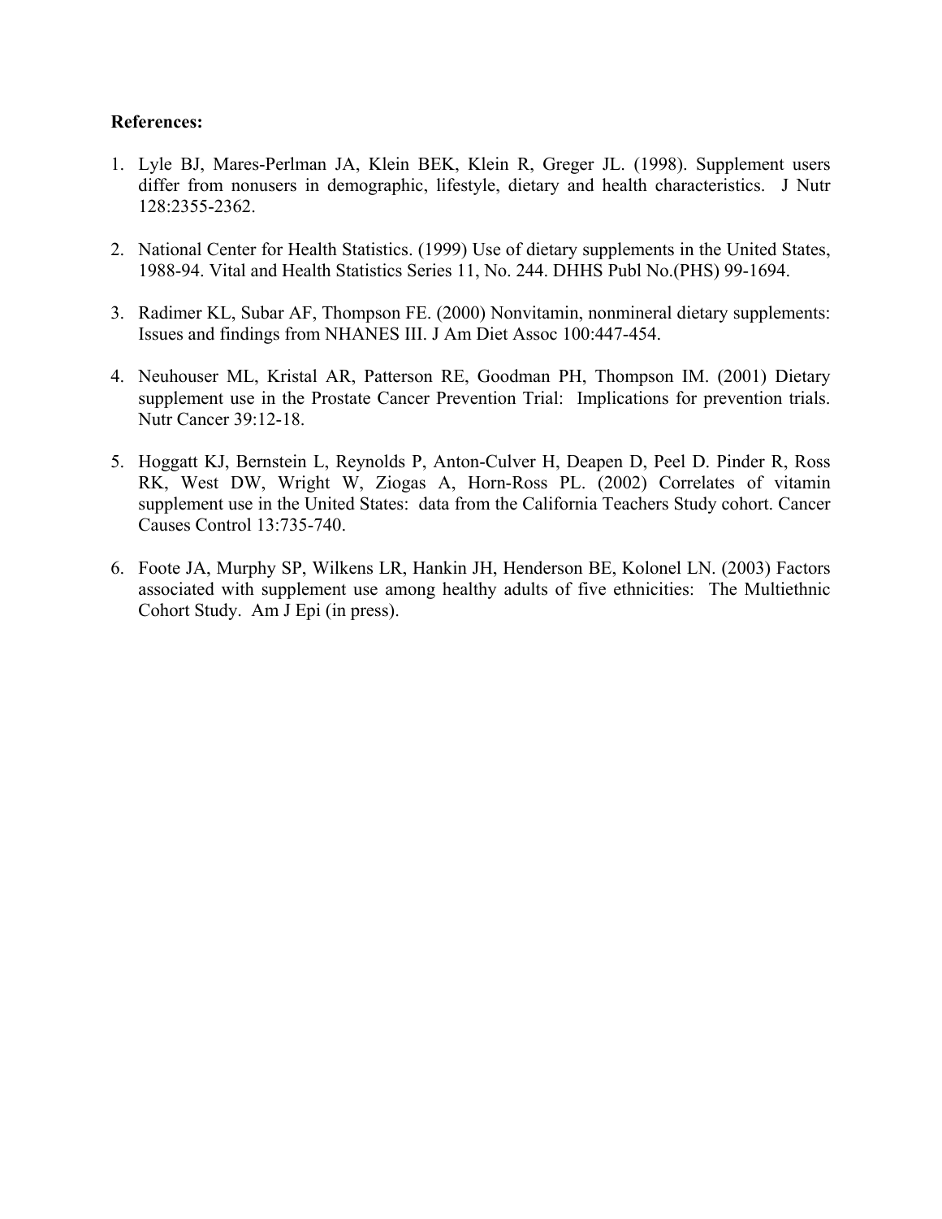**References:**

1. Lyle BJ, Mares-Perlman JA, Klein BEK, Klein R, Greger JL. (1998). Supplement users differ from nonusers in demographic, lifestyle, dietary and health characteristics. J Nutr 128:2355-2362.

2. National Center for Health Statistics. (1999) Use of dietary supplements in the United States, 1988-94. Vital and Health Statistics Series 11, No. 244. DHHS Publ No.(PHS) 99-1694.

3. Radimer KL, Subar AF, Thompson FE. (2000) Nonvitamin, nonmineral dietary supplements: Issues and findings from NHANES III. J Am Diet Assoc 100:447-454.

4. Neuhouser ML, Kristal AR, Patterson RE, Goodman PH, Thompson IM. (2001) Dietary supplement use in the Prostate Cancer Prevention Trial: Implications for prevention trials. Nutr Cancer 39:12-18.

5. Hoggatt KJ, Bernstein L, Reynolds P, Anton-Culver H, Deapen D, Peel D. Pinder R, Ross RK, West DW, Wright W, Ziogas A, Horn-Ross PL. (2002) Correlates of vitamin supplement use in the United States: data from the California Teachers Study cohort. Cancer Causes Control 13:735-740.

6. Foote JA, Murphy SP, Wilkens LR, Hankin JH, Henderson BE, Kolonel LN. (2003) Factors associated with supplement use among healthy adults of five ethnicities: The Multiethnic Cohort Study. Am J Epi (in press).